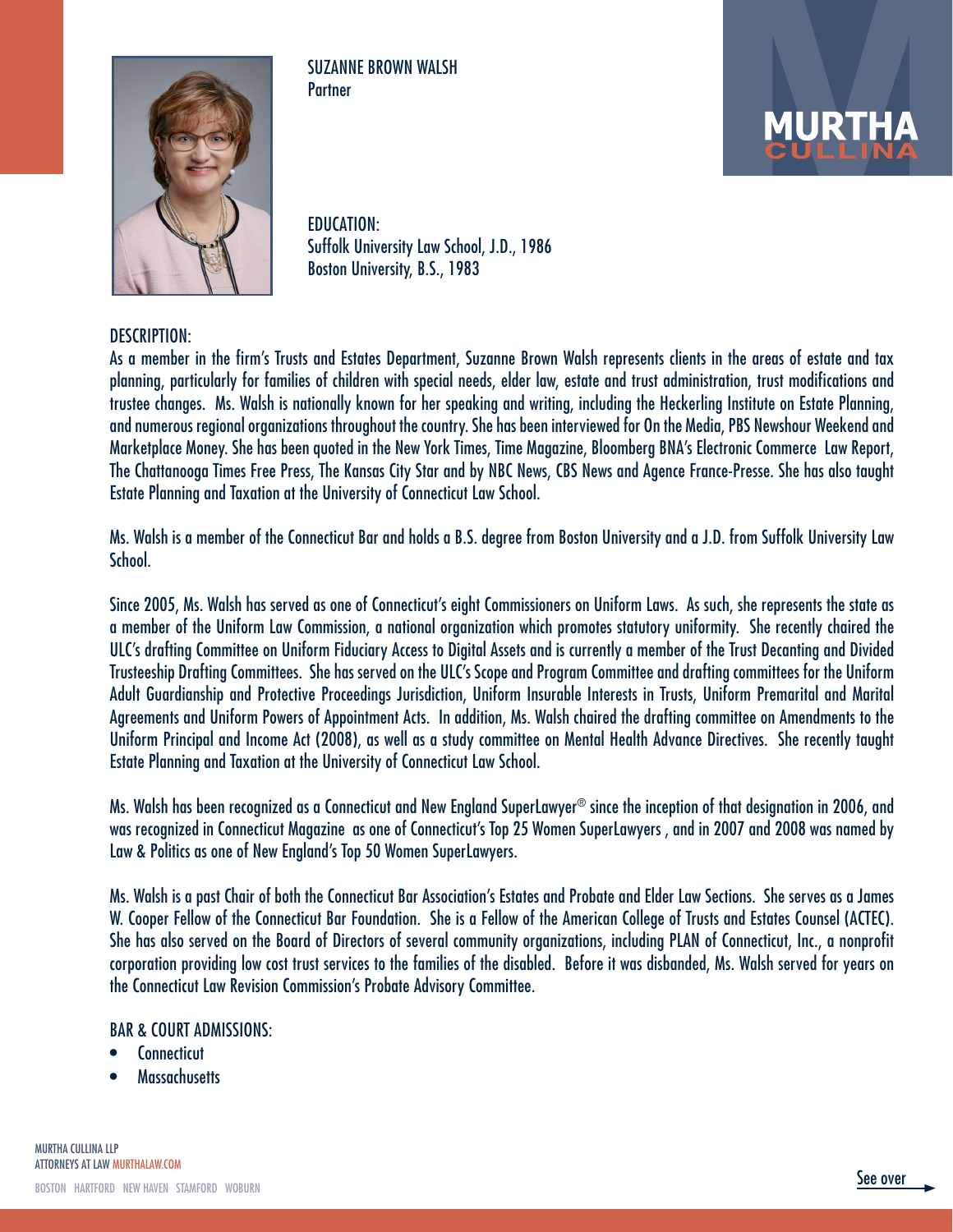# SUZANNE BROWN WALSH

Partner

MURTHA CULLINA

## EDUCATION:

Suffolk University Law School, J.D., 1986
Boston University, B.S., 1983

## DESCRIPTION:

As a member in the firm's Trusts and Estates Department, Suzanne Brown Walsh represents clients in the areas of estate and tax planning, particularly for families of children with special needs, elder law, estate and trust administration, trust modifications and trustee changes. Ms. Walsh is nationally known for her speaking and writing, including the Heckerling Institute on Estate Planning, and numerous regional organizations throughout the country. She has been interviewed for On the Media, PBS Newshour Weekend and Marketplace Money. She has been quoted in the New York Times, Time Magazine, Bloomberg BNA's Electronic Commerce Law Report, The Chattanooga Times Free Press, The Kansas City Star and by NBC News, CBS News and Agence France-Presse. She has also taught Estate Planning and Taxation at the University of Connecticut Law School.

Ms. Walsh is a member of the Connecticut Bar and holds a B.S. degree from Boston University and a J.D. from Suffolk University Law School.

Since 2005, Ms. Walsh has served as one of Connecticut's eight Commissioners on Uniform Laws. As such, she represents the state as a member of the Uniform Law Commission, a national organization which promotes statutory uniformity. She recently chaired the ULC's drafting Committee on Uniform Fiduciary Access to Digital Assets and is currently a member of the Trust Decanting and Divided Trusteeship Drafting Committees. She has served on the ULC's Scope and Program Committee and drafting committees for the Uniform Adult Guardianship and Protective Proceedings Jurisdiction, Uniform Insurable Interests in Trusts, Uniform Premarital and Marital Agreements and Uniform Powers of Appointment Acts. In addition, Ms. Walsh chaired the drafting committee on Amendments to the Uniform Principal and Income Act (2008), as well as a study committee on Mental Health Advance Directives. She recently taught Estate Planning and Taxation at the University of Connecticut Law School.

Ms. Walsh has been recognized as a Connecticut and New England SuperLawyer® since the inception of that designation in 2006, and was recognized in Connecticut Magazine as one of Connecticut's Top 25 Women SuperLawyers , and in 2007 and 2008 was named by Law & Politics as one of New England's Top 50 Women SuperLawyers.

Ms. Walsh is a past Chair of both the Connecticut Bar Association's Estates and Probate and Elder Law Sections. She serves as a James W. Cooper Fellow of the Connecticut Bar Foundation. She is a Fellow of the American College of Trusts and Estates Counsel (ACTEC). She has also served on the Board of Directors of several community organizations, including PLAN of Connecticut, Inc., a nonprofit corporation providing low cost trust services to the families of the disabled. Before it was disbanded, Ms. Walsh served for years on the Connecticut Law Revision Commission's Probate Advisory Committee.

## BAR & COURT ADMISSIONS:

- Connecticut
- Massachusetts

MURTHA CULLINA LLP
ATTORNEYS AT LAW MURTHALAW.COM

BOSTON HARTFORD NEW HAVEN STAMFORD WOBURN

See over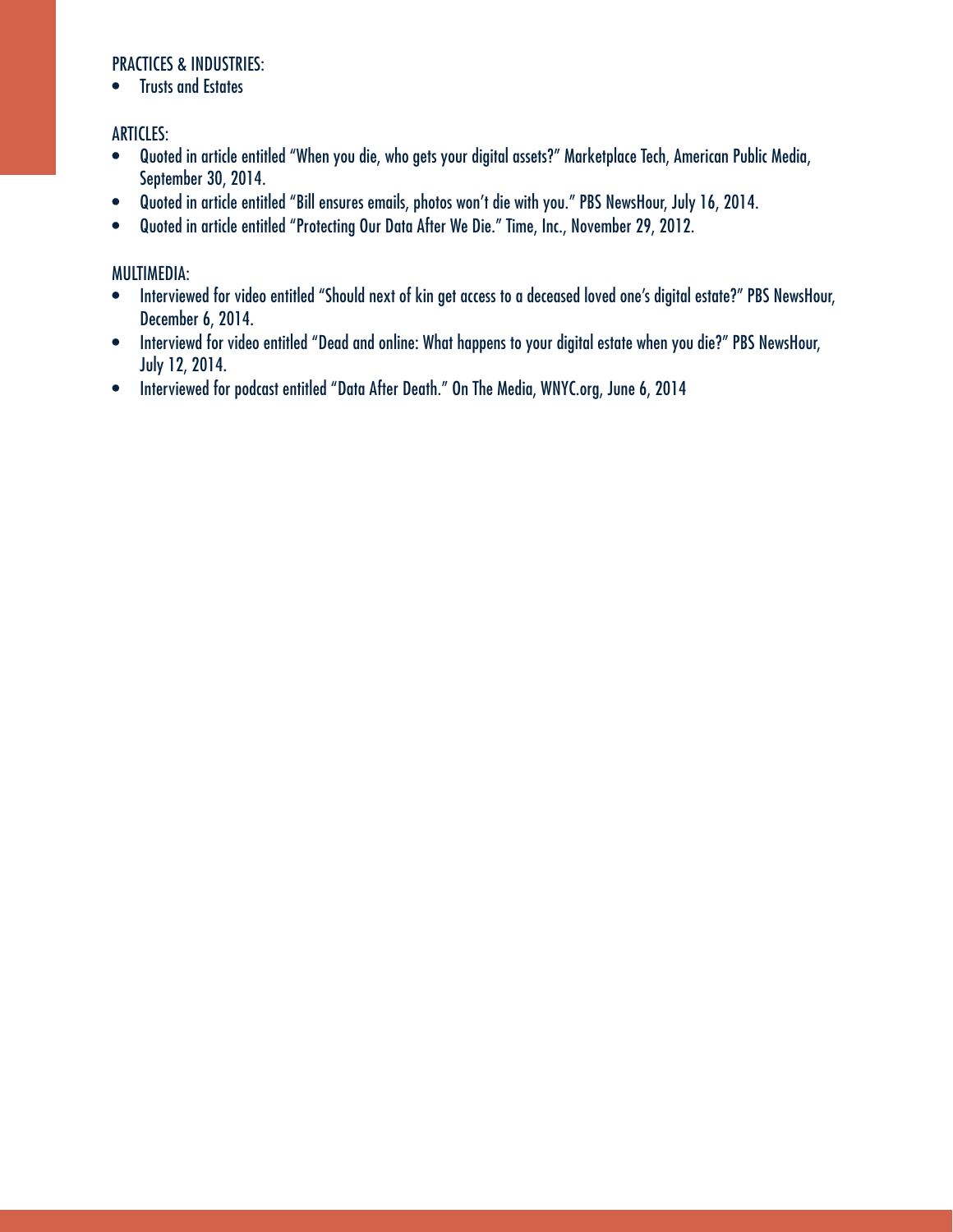PRACTICES & INDUSTRIES:

- Trusts and Estates

ARTICLES:

- Quoted in article entitled "When you die, who gets your digital assets?" Marketplace Tech, American Public Media, September 30, 2014.
- Quoted in article entitled "Bill ensures emails, photos won't die with you." PBS NewsHour, July 16, 2014.
- Quoted in article entitled "Protecting Our Data After We Die." Time, Inc., November 29, 2012.

MULTIMEDIA:

- Interviewed for video entitled "Should next of kin get access to a deceased loved one's digital estate?" PBS NewsHour, December 6, 2014.
- Interviewd for video entitled "Dead and online: What happens to your digital estate when you die?" PBS NewsHour, July 12, 2014.
- Interviewed for podcast entitled "Data After Death." On The Media, WNYC.org, June 6, 2014